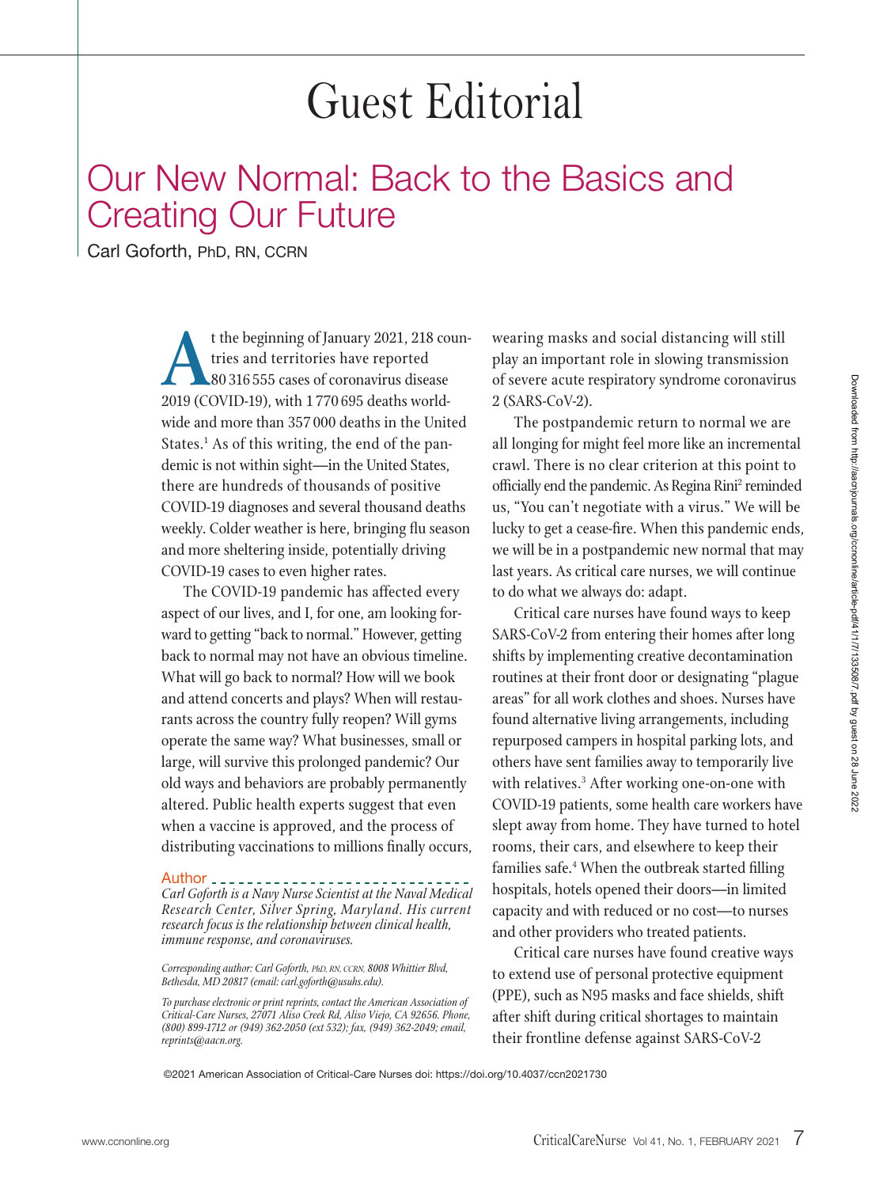# Guest Editorial

## Our New Normal: Back to the Basics and Creating Our Future

Carl Goforth, PhD, RN, CCRN

At the beginning of January 2021, 218 countries and territories have reported 80 316 555 cases of coronavirus disease 2019 (COVID-19), with 1 770 695 deaths worldwide and more than 357 000 deaths in the United States.[1] As of this writing, the end of the pandemic is not within sight—in the United States, there are hundreds of thousands of positive COVID-19 diagnoses and several thousand deaths weekly. Colder weather is here, bringing flu season and more sheltering inside, potentially driving COVID-19 cases to even higher rates.

The COVID-19 pandemic has affected every aspect of our lives, and I, for one, am looking forward to getting "back to normal." However, getting back to normal may not have an obvious timeline. What will go back to normal? How will we book and attend concerts and plays? When will restaurants across the country fully reopen? Will gyms operate the same way? What businesses, small or large, will survive this prolonged pandemic? Our old ways and behaviors are probably permanently altered. Public health experts suggest that even when a vaccine is approved, and the process of distributing vaccinations to millions finally occurs, wearing masks and social distancing will still play an important role in slowing transmission of severe acute respiratory syndrome coronavirus 2 (SARS-CoV-2).

The postpandemic return to normal we are all longing for might feel more like an incremental crawl. There is no clear criterion at this point to officially end the pandemic. As Regina Rini[2] reminded us, "You can't negotiate with a virus." We will be lucky to get a cease-fire. When this pandemic ends, we will be in a postpandemic new normal that may last years. As critical care nurses, we will continue to do what we always do: adapt.

Critical care nurses have found ways to keep SARS-CoV-2 from entering their homes after long shifts by implementing creative decontamination routines at their front door or designating "plague areas" for all work clothes and shoes. Nurses have found alternative living arrangements, including repurposed campers in hospital parking lots, and others have sent families away to temporarily live with relatives.[3] After working one-on-one with COVID-19 patients, some health care workers have slept away from home. They have turned to hotel rooms, their cars, and elsewhere to keep their families safe.[4] When the outbreak started filling hospitals, hotels opened their doors—in limited capacity and with reduced or no cost—to nurses and other providers who treated patients.

Critical care nurses have found creative ways to extend use of personal protective equipment (PPE), such as N95 masks and face shields, shift after shift during critical shortages to maintain their frontline defense against SARS-CoV-2

**Author**

*Carl Goforth is a Navy Nurse Scientist at the Naval Medical Research Center, Silver Spring, Maryland. His current research focus is the relationship between clinical health, immune response, and coronaviruses.*

*Corresponding author: Carl Goforth, PhD, RN, CCRN, 8008 Whittier Blvd, Bethesda, MD 20817 (email: carl.goforth@usuhs.edu).*

*To purchase electronic or print reprints, contact the American Association of Critical-Care Nurses, 27071 Aliso Creek Rd, Aliso Viejo, CA 92656. Phone, (800) 899-1712 or (949) 362-2050 (ext 532); fax, (949) 362-2049; email, reprints@aacn.org.*

©2021 American Association of Critical-Care Nurses doi: https://doi.org/10.4037/ccn2021730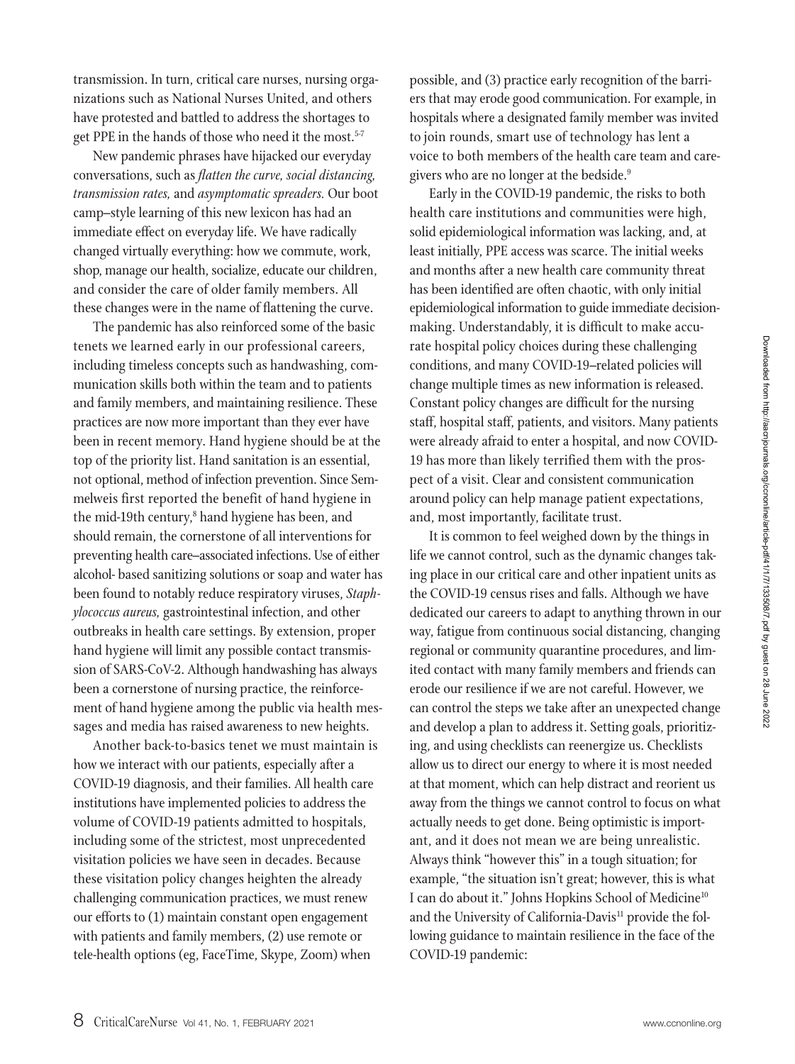transmission. In turn, critical care nurses, nursing organizations such as National Nurses United, and others have protested and battled to address the shortages to get PPE in the hands of those who need it the most.[5-7]

New pandemic phrases have hijacked our everyday conversations, such as *flatten the curve, social distancing, transmission rates,* and *asymptomatic spreaders.* Our boot camp–style learning of this new lexicon has had an immediate effect on everyday life. We have radically changed virtually everything: how we commute, work, shop, manage our health, socialize, educate our children, and consider the care of older family members. All these changes were in the name of flattening the curve.

The pandemic has also reinforced some of the basic tenets we learned early in our professional careers, including timeless concepts such as handwashing, communication skills both within the team and to patients and family members, and maintaining resilience. These practices are now more important than they ever have been in recent memory. Hand hygiene should be at the top of the priority list. Hand sanitation is an essential, not optional, method of infection prevention. Since Semmelweis first reported the benefit of hand hygiene in the mid-19th century,[8] hand hygiene has been, and should remain, the cornerstone of all interventions for preventing health care–associated infections. Use of either alcohol- based sanitizing solutions or soap and water has been found to notably reduce respiratory viruses, *Staphylococcus aureus,* gastrointestinal infection, and other outbreaks in health care settings. By extension, proper hand hygiene will limit any possible contact transmission of SARS-CoV-2. Although handwashing has always been a cornerstone of nursing practice, the reinforcement of hand hygiene among the public via health messages and media has raised awareness to new heights.

Another back-to-basics tenet we must maintain is how we interact with our patients, especially after a COVID-19 diagnosis, and their families. All health care institutions have implemented policies to address the volume of COVID-19 patients admitted to hospitals, including some of the strictest, most unprecedented visitation policies we have seen in decades. Because these visitation policy changes heighten the already challenging communication practices, we must renew our efforts to (1) maintain constant open engagement with patients and family members, (2) use remote or tele-health options (eg, FaceTime, Skype, Zoom) when possible, and (3) practice early recognition of the barriers that may erode good communication. For example, in hospitals where a designated family member was invited to join rounds, smart use of technology has lent a voice to both members of the health care team and caregivers who are no longer at the bedside.[9]

Early in the COVID-19 pandemic, the risks to both health care institutions and communities were high, solid epidemiological information was lacking, and, at least initially, PPE access was scarce. The initial weeks and months after a new health care community threat has been identified are often chaotic, with only initial epidemiological information to guide immediate decision-making. Understandably, it is difficult to make accurate hospital policy choices during these challenging conditions, and many COVID-19–related policies will change multiple times as new information is released. Constant policy changes are difficult for the nursing staff, hospital staff, patients, and visitors. Many patients were already afraid to enter a hospital, and now COVID-19 has more than likely terrified them with the prospect of a visit. Clear and consistent communication around policy can help manage patient expectations, and, most importantly, facilitate trust.

It is common to feel weighed down by the things in life we cannot control, such as the dynamic changes taking place in our critical care and other inpatient units as the COVID-19 census rises and falls. Although we have dedicated our careers to adapt to anything thrown in our way, fatigue from continuous social distancing, changing regional or community quarantine procedures, and limited contact with many family members and friends can erode our resilience if we are not careful. However, we can control the steps we take after an unexpected change and develop a plan to address it. Setting goals, prioritizing, and using checklists can reenergize us. Checklists allow us to direct our energy to where it is most needed at that moment, which can help distract and reorient us away from the things we cannot control to focus on what actually needs to get done. Being optimistic is important, and it does not mean we are being unrealistic. Always think "however this" in a tough situation; for example, "the situation isn't great; however, this is what I can do about it." Johns Hopkins School of Medicine[10] and the University of California-Davis[11] provide the following guidance to maintain resilience in the face of the COVID-19 pandemic: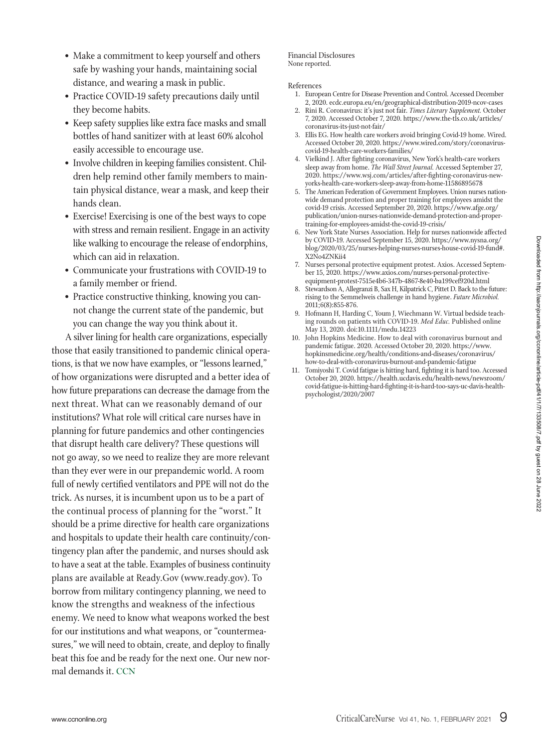- Make a commitment to keep yourself and others safe by washing your hands, maintaining social distance, and wearing a mask in public.
- Practice COVID-19 safety precautions daily until they become habits.
- Keep safety supplies like extra face masks and small bottles of hand sanitizer with at least 60% alcohol easily accessible to encourage use.
- Involve children in keeping families consistent. Children help remind other family members to maintain physical distance, wear a mask, and keep their hands clean.
- Exercise! Exercising is one of the best ways to cope with stress and remain resilient. Engage in an activity like walking to encourage the release of endorphins, which can aid in relaxation.
- Communicate your frustrations with COVID-19 to a family member or friend.
- Practice constructive thinking, knowing you cannot change the current state of the pandemic, but you can change the way you think about it.

A silver lining for health care organizations, especially those that easily transitioned to pandemic clinical operations, is that we now have examples, or "lessons learned," of how organizations were disrupted and a better idea of how future preparations can decrease the damage from the next threat. What can we reasonably demand of our institutions? What role will critical care nurses have in planning for future pandemics and other contingencies that disrupt health care delivery? These questions will not go away, so we need to realize they are more relevant than they ever were in our prepandemic world. A room full of newly certified ventilators and PPE will not do the trick. As nurses, it is incumbent upon us to be a part of the continual process of planning for the "worst." It should be a prime directive for health care organizations and hospitals to update their health care continuity/contingency plan after the pandemic, and nurses should ask to have a seat at the table. Examples of business continuity plans are available at Ready.Gov (www.ready.gov). To borrow from military contingency planning, we need to know the strengths and weakness of the infectious enemy. We need to know what weapons worked the best for our institutions and what weapons, or "countermeasures," we will need to obtain, create, and deploy to finally beat this foe and be ready for the next one. Our new normal demands it. CCN

Financial Disclosures
None reported.

References

1. European Centre for Disease Prevention and Control. Accessed December 2, 2020. ecdc.europa.eu/en/geographical-distribution-2019-ncov-cases
2. Rini R. Coronavirus: it's just not fair. *Times Literary Supplement.* October 7, 2020. Accessed October 7, 2020. https://www.the-tls.co.uk/articles/coronavirus-its-just-not-fair/
3. Ellis EG. How health care workers avoid bringing Covid-19 home. Wired. Accessed October 20, 2020. https://www.wired.com/story/coronavirus-covid-19-health-care-workers-families/
4. Vielkind J. After fighting coronavirus, New York's health-care workers sleep away from home. *The Wall Street Journal.* Accessed September 27, 2020. https://www.wsj.com/articles/after-fighting-coronavirus-new-yorks-health-care-workers-sleep-away-from-home-11586895678
5. The American Federation of Government Employees. Union nurses nationwide demand protection and proper training for employees amidst the covid-19 crisis. Accessed September 20, 2020. https://www.afge.org/publication/union-nurses-nationwide-demand-protection-and-proper-training-for-employees-amidst-the-covid-19-crisis/
6. New York State Nurses Association. Help for nurses nationwide affected by COVID-19. Accessed September 15, 2020. https://www.nysna.org/blog/2020/03/25/nurses-helping-nurses-nurses-house-covid-19-fund#.X2No4ZNKii4
7. Nurses personal protective equipment protest. Axios. Accessed September 15, 2020. https://www.axios.com/nurses-personal-protective-equipment-protest-7515e4b6-347b-4867-8e40-ba199cef920d.html
8. Stewardson A, Allegranzi B, Sax H, Kilpatrick C, Pittet D. Back to the future: rising to the Semmelweis challenge in hand hygiene. *Future Microbiol.* 2011;6(8):855-876.
9. Hofmann H, Harding C, Youm J, Wiechmann W. Virtual bedside teaching rounds on patients with COVID-19. *Med Educ.* Published online May 13, 2020. doi:10.1111/medu.14223
10. John Hopkins Medicine. How to deal with coronavirus burnout and pandemic fatigue. 2020. Accessed October 20, 2020. https://www.hopkinsmedicine.org/health/conditions-and-diseases/coronavirus/how-to-deal-with-coronavirus-burnout-and-pandemic-fatigue
11. Tomiyoshi T. Covid fatigue is hitting hard, fighting it is hard too. Accessed October 20, 2020. https://health.ucdavis.edu/health-news/newsroom/covid-fatigue-is-hitting-hard-fighting-it-is-hard-too-says-uc-davis-health-psychologist/2020/2007